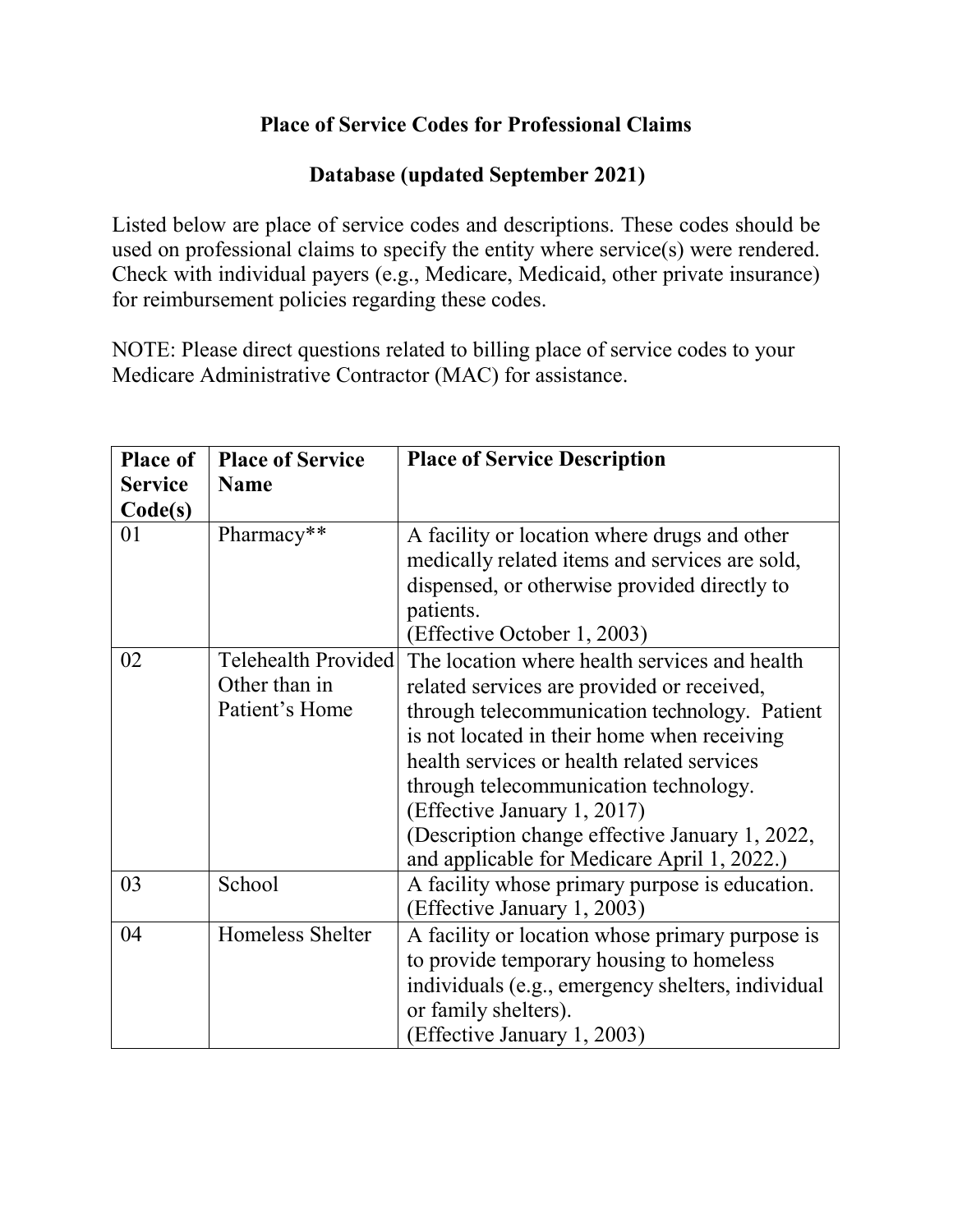# Place of Service Codes for Professional Claims

## Database (updated September 2021)

Listed below are place of service codes and descriptions. These codes should be used on professional claims to specify the entity where service(s) were rendered. Check with individual payers (e.g., Medicare, Medicaid, other private insurance) for reimbursement policies regarding these codes.

NOTE: Please direct questions related to billing place of service codes to your Medicare Administrative Contractor (MAC) for assistance.

| Place of Service Code(s) | Place of Service Name | Place of Service Description |
|---|---|---|
| 01 | Pharmacy** | A facility or location where drugs and other medically related items and services are sold, dispensed, or otherwise provided directly to patients.<br>(Effective October 1, 2003) |
| 02 | Telehealth Provided Other than in Patient's Home | The location where health services and health related services are provided or received, through telecommunication technology. Patient is not located in their home when receiving health services or health related services through telecommunication technology.<br>(Effective January 1, 2017)<br>(Description change effective January 1, 2022, and applicable for Medicare April 1, 2022.) |
| 03 | School | A facility whose primary purpose is education.<br>(Effective January 1, 2003) |
| 04 | Homeless Shelter | A facility or location whose primary purpose is to provide temporary housing to homeless individuals (e.g., emergency shelters, individual or family shelters).<br>(Effective January 1, 2003) |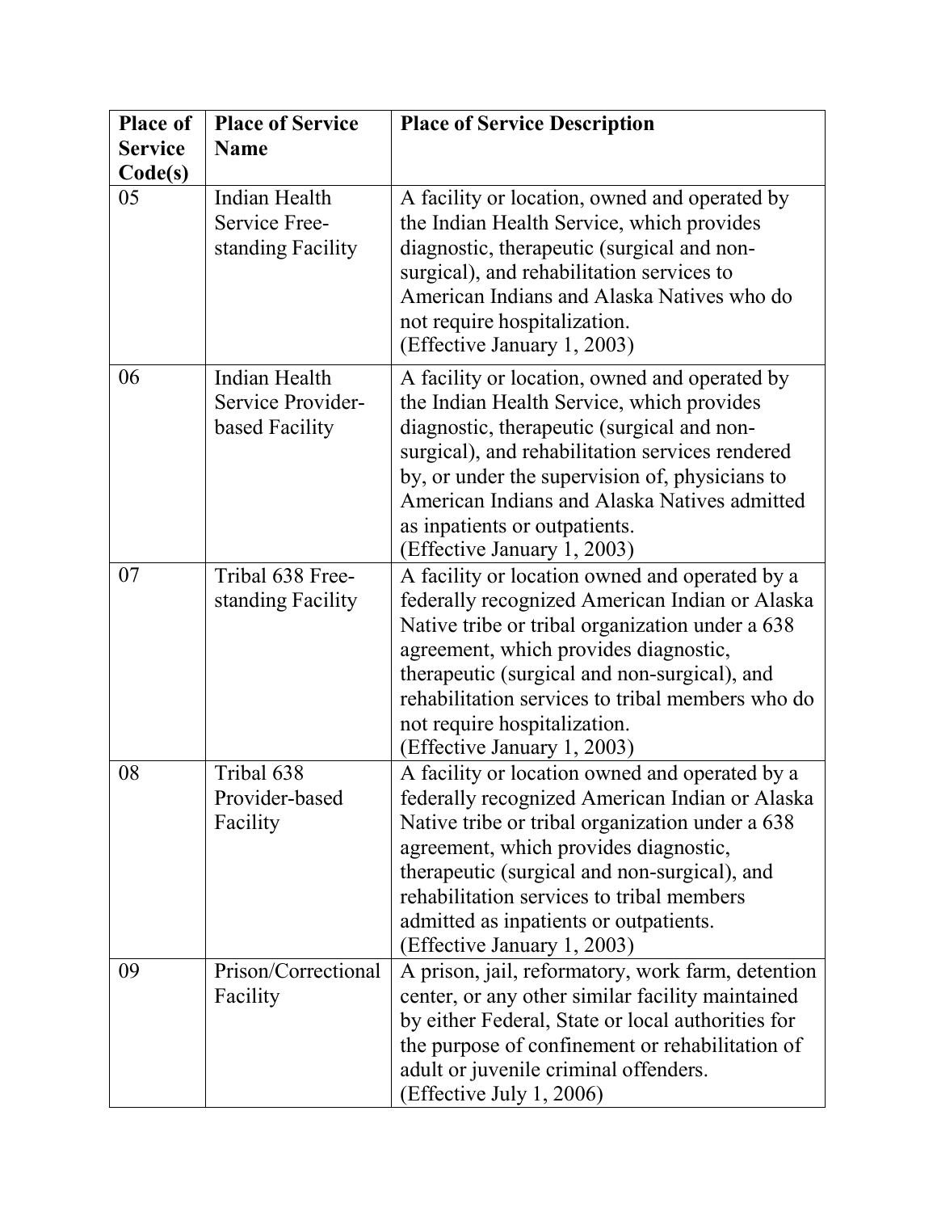| Place of Service Code(s) | Place of Service Name | Place of Service Description |
|---|---|---|
| 05 | Indian Health Service Free-standing Facility | A facility or location, owned and operated by the Indian Health Service, which provides diagnostic, therapeutic (surgical and non-surgical), and rehabilitation services to American Indians and Alaska Natives who do not require hospitalization. (Effective January 1, 2003) |
| 06 | Indian Health Service Provider-based Facility | A facility or location, owned and operated by the Indian Health Service, which provides diagnostic, therapeutic (surgical and non-surgical), and rehabilitation services rendered by, or under the supervision of, physicians to American Indians and Alaska Natives admitted as inpatients or outpatients. (Effective January 1, 2003) |
| 07 | Tribal 638 Free-standing Facility | A facility or location owned and operated by a federally recognized American Indian or Alaska Native tribe or tribal organization under a 638 agreement, which provides diagnostic, therapeutic (surgical and non-surgical), and rehabilitation services to tribal members who do not require hospitalization. (Effective January 1, 2003) |
| 08 | Tribal 638 Provider-based Facility | A facility or location owned and operated by a federally recognized American Indian or Alaska Native tribe or tribal organization under a 638 agreement, which provides diagnostic, therapeutic (surgical and non-surgical), and rehabilitation services to tribal members admitted as inpatients or outpatients. (Effective January 1, 2003) |
| 09 | Prison/Correctional Facility | A prison, jail, reformatory, work farm, detention center, or any other similar facility maintained by either Federal, State or local authorities for the purpose of confinement or rehabilitation of adult or juvenile criminal offenders. (Effective July 1, 2006) |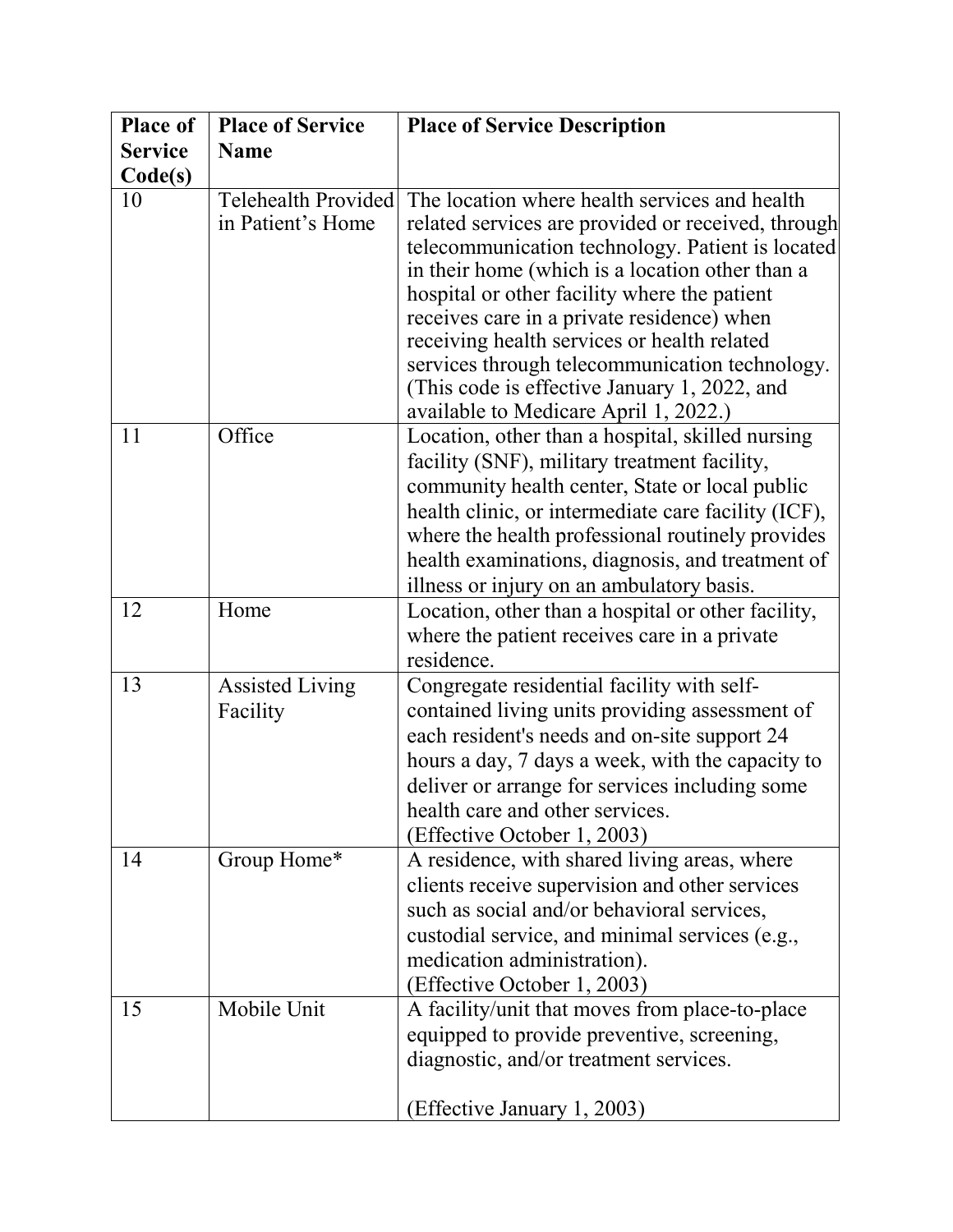| Place of Service Code(s) | Place of Service Name | Place of Service Description |
| --- | --- | --- |
| 10 | Telehealth Provided in Patient's Home | The location where health services and health related services are provided or received, through telecommunication technology. Patient is located in their home (which is a location other than a hospital or other facility where the patient receives care in a private residence) when receiving health services or health related services through telecommunication technology. (This code is effective January 1, 2022, and available to Medicare April 1, 2022.) |
| 11 | Office | Location, other than a hospital, skilled nursing facility (SNF), military treatment facility, community health center, State or local public health clinic, or intermediate care facility (ICF), where the health professional routinely provides health examinations, diagnosis, and treatment of illness or injury on an ambulatory basis. |
| 12 | Home | Location, other than a hospital or other facility, where the patient receives care in a private residence. |
| 13 | Assisted Living Facility | Congregate residential facility with self-contained living units providing assessment of each resident's needs and on-site support 24 hours a day, 7 days a week, with the capacity to deliver or arrange for services including some health care and other services. (Effective October 1, 2003) |
| 14 | Group Home* | A residence, with shared living areas, where clients receive supervision and other services such as social and/or behavioral services, custodial service, and minimal services (e.g., medication administration). (Effective October 1, 2003) |
| 15 | Mobile Unit | A facility/unit that moves from place-to-place equipped to provide preventive, screening, diagnostic, and/or treatment services. (Effective January 1, 2003) |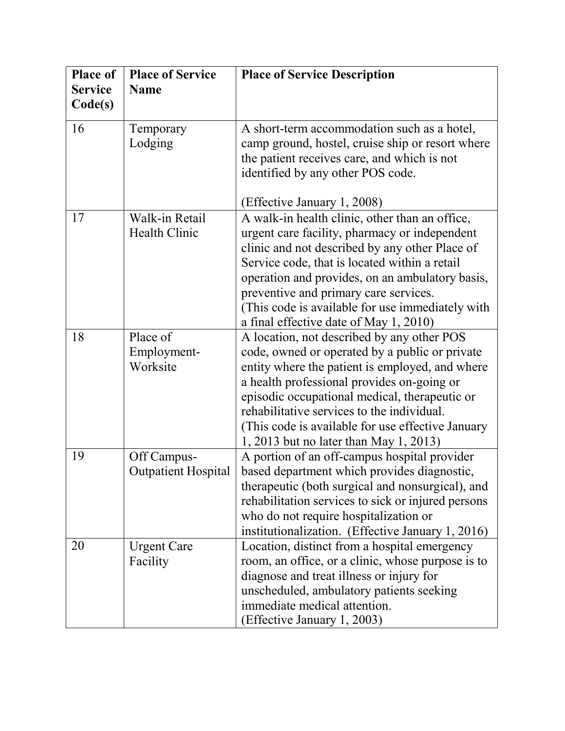| Place of Service Code(s) | Place of Service Name | Place of Service Description |
|---|---|---|
| 16 | Temporary Lodging | A short-term accommodation such as a hotel, camp ground, hostel, cruise ship or resort where the patient receives care, and which is not identified by any other POS code.<br><br>(Effective January 1, 2008) |
| 17 | Walk-in Retail Health Clinic | A walk-in health clinic, other than an office, urgent care facility, pharmacy or independent clinic and not described by any other Place of Service code, that is located within a retail operation and provides, on an ambulatory basis, preventive and primary care services.<br>(This code is available for use immediately with a final effective date of May 1, 2010) |
| 18 | Place of Employment-Worksite | A location, not described by any other POS code, owned or operated by a public or private entity where the patient is employed, and where a health professional provides on-going or episodic occupational medical, therapeutic or rehabilitative services to the individual.<br>(This code is available for use effective January 1, 2013 but no later than May 1, 2013) |
| 19 | Off Campus-Outpatient Hospital | A portion of an off-campus hospital provider based department which provides diagnostic, therapeutic (both surgical and nonsurgical), and rehabilitation services to sick or injured persons who do not require hospitalization or institutionalization. (Effective January 1, 2016) |
| 20 | Urgent Care Facility | Location, distinct from a hospital emergency room, an office, or a clinic, whose purpose is to diagnose and treat illness or injury for unscheduled, ambulatory patients seeking immediate medical attention.<br>(Effective January 1, 2003) |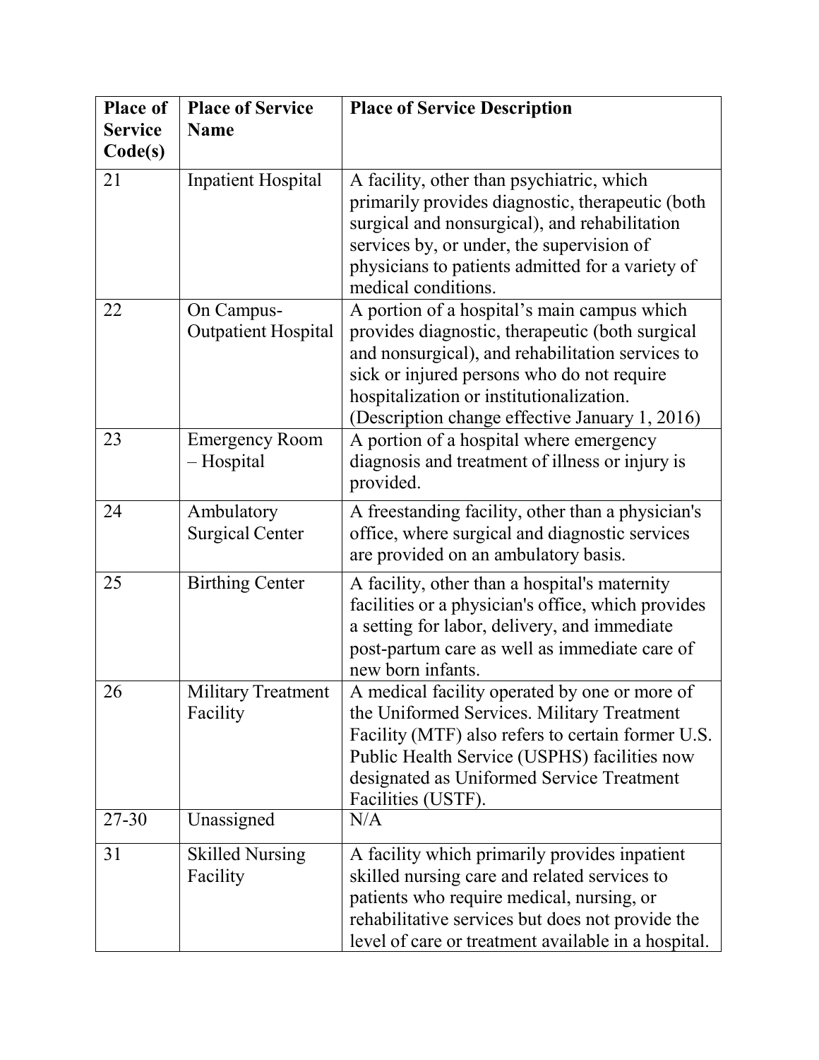| Place of Service Code(s) | Place of Service Name | Place of Service Description |
|---|---|---|
| 21 | Inpatient Hospital | A facility, other than psychiatric, which primarily provides diagnostic, therapeutic (both surgical and nonsurgical), and rehabilitation services by, or under, the supervision of physicians to patients admitted for a variety of medical conditions. |
| 22 | On Campus-Outpatient Hospital | A portion of a hospital's main campus which provides diagnostic, therapeutic (both surgical and nonsurgical), and rehabilitation services to sick or injured persons who do not require hospitalization or institutionalization. (Description change effective January 1, 2016) |
| 23 | Emergency Room – Hospital | A portion of a hospital where emergency diagnosis and treatment of illness or injury is provided. |
| 24 | Ambulatory Surgical Center | A freestanding facility, other than a physician's office, where surgical and diagnostic services are provided on an ambulatory basis. |
| 25 | Birthing Center | A facility, other than a hospital's maternity facilities or a physician's office, which provides a setting for labor, delivery, and immediate post-partum care as well as immediate care of new born infants. |
| 26 | Military Treatment Facility | A medical facility operated by one or more of the Uniformed Services. Military Treatment Facility (MTF) also refers to certain former U.S. Public Health Service (USPHS) facilities now designated as Uniformed Service Treatment Facilities (USTF). |
| 27-30 | Unassigned | N/A |
| 31 | Skilled Nursing Facility | A facility which primarily provides inpatient skilled nursing care and related services to patients who require medical, nursing, or rehabilitative services but does not provide the level of care or treatment available in a hospital. |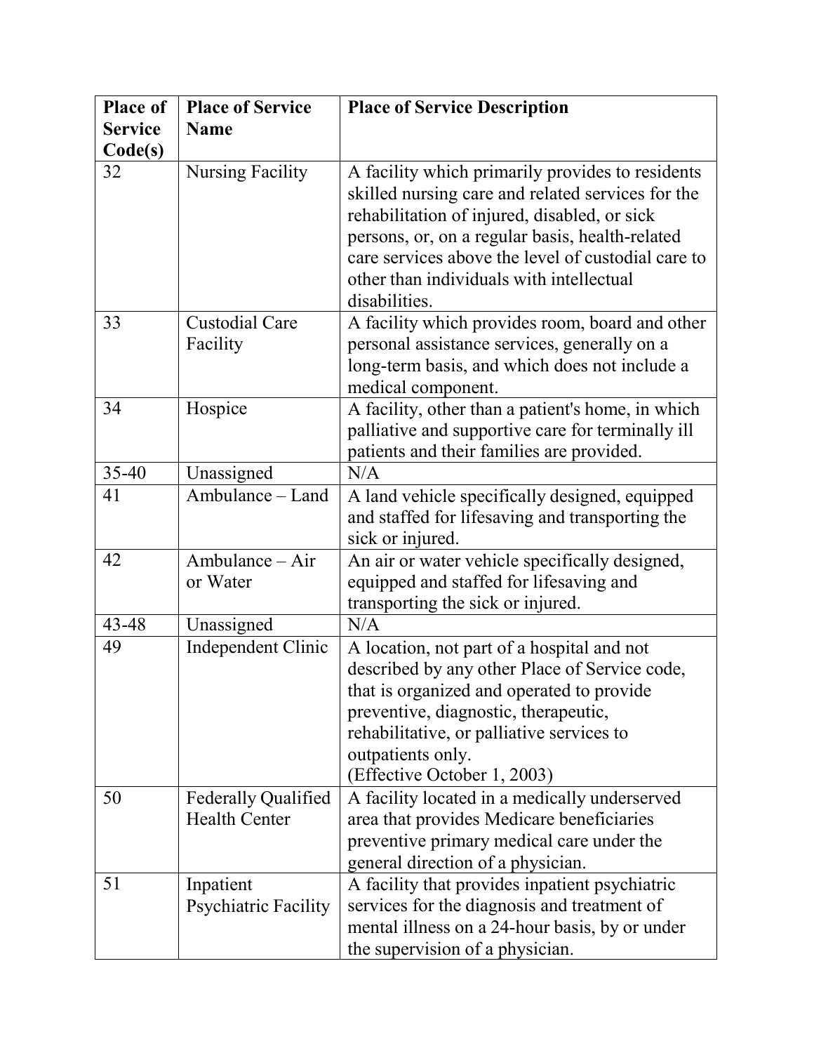| Place of Service Code(s) | Place of Service Name | Place of Service Description |
|---|---|---|
| 32 | Nursing Facility | A facility which primarily provides to residents skilled nursing care and related services for the rehabilitation of injured, disabled, or sick persons, or, on a regular basis, health-related care services above the level of custodial care to other than individuals with intellectual disabilities. |
| 33 | Custodial Care Facility | A facility which provides room, board and other personal assistance services, generally on a long-term basis, and which does not include a medical component. |
| 34 | Hospice | A facility, other than a patient's home, in which palliative and supportive care for terminally ill patients and their families are provided. |
| 35-40 | Unassigned | N/A |
| 41 | Ambulance – Land | A land vehicle specifically designed, equipped and staffed for lifesaving and transporting the sick or injured. |
| 42 | Ambulance – Air or Water | An air or water vehicle specifically designed, equipped and staffed for lifesaving and transporting the sick or injured. |
| 43-48 | Unassigned | N/A |
| 49 | Independent Clinic | A location, not part of a hospital and not described by any other Place of Service code, that is organized and operated to provide preventive, diagnostic, therapeutic, rehabilitative, or palliative services to outpatients only. (Effective October 1, 2003) |
| 50 | Federally Qualified Health Center | A facility located in a medically underserved area that provides Medicare beneficiaries preventive primary medical care under the general direction of a physician. |
| 51 | Inpatient Psychiatric Facility | A facility that provides inpatient psychiatric services for the diagnosis and treatment of mental illness on a 24-hour basis, by or under the supervision of a physician. |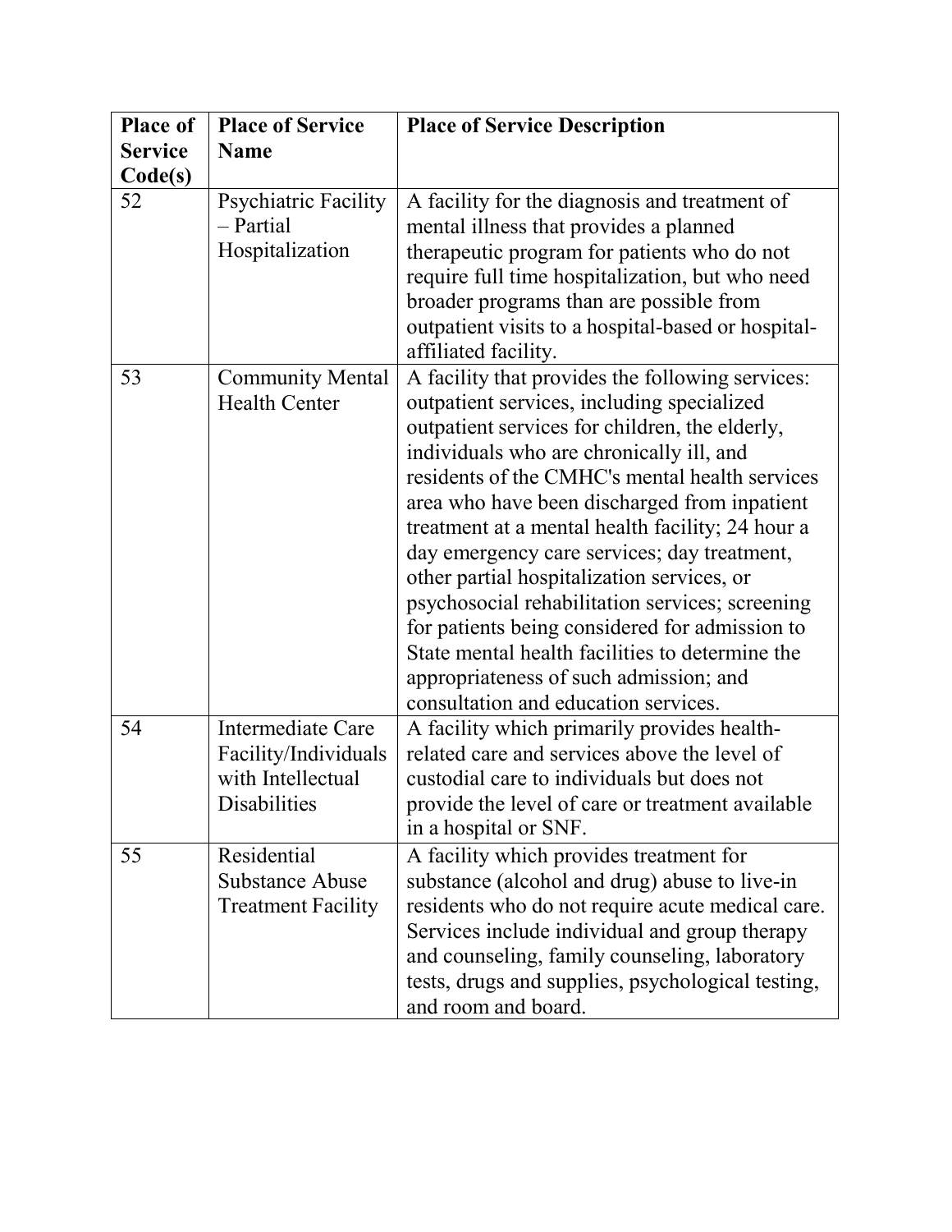| Place of Service Code(s) | Place of Service Name | Place of Service Description |
|---|---|---|
| 52 | Psychiatric Facility – Partial Hospitalization | A facility for the diagnosis and treatment of mental illness that provides a planned therapeutic program for patients who do not require full time hospitalization, but who need broader programs than are possible from outpatient visits to a hospital-based or hospital-affiliated facility. |
| 53 | Community Mental Health Center | A facility that provides the following services: outpatient services, including specialized outpatient services for children, the elderly, individuals who are chronically ill, and residents of the CMHC's mental health services area who have been discharged from inpatient treatment at a mental health facility; 24 hour a day emergency care services; day treatment, other partial hospitalization services, or psychosocial rehabilitation services; screening for patients being considered for admission to State mental health facilities to determine the appropriateness of such admission; and consultation and education services. |
| 54 | Intermediate Care Facility/Individuals with Intellectual Disabilities | A facility which primarily provides health-related care and services above the level of custodial care to individuals but does not provide the level of care or treatment available in a hospital or SNF. |
| 55 | Residential Substance Abuse Treatment Facility | A facility which provides treatment for substance (alcohol and drug) abuse to live-in residents who do not require acute medical care. Services include individual and group therapy and counseling, family counseling, laboratory tests, drugs and supplies, psychological testing, and room and board. |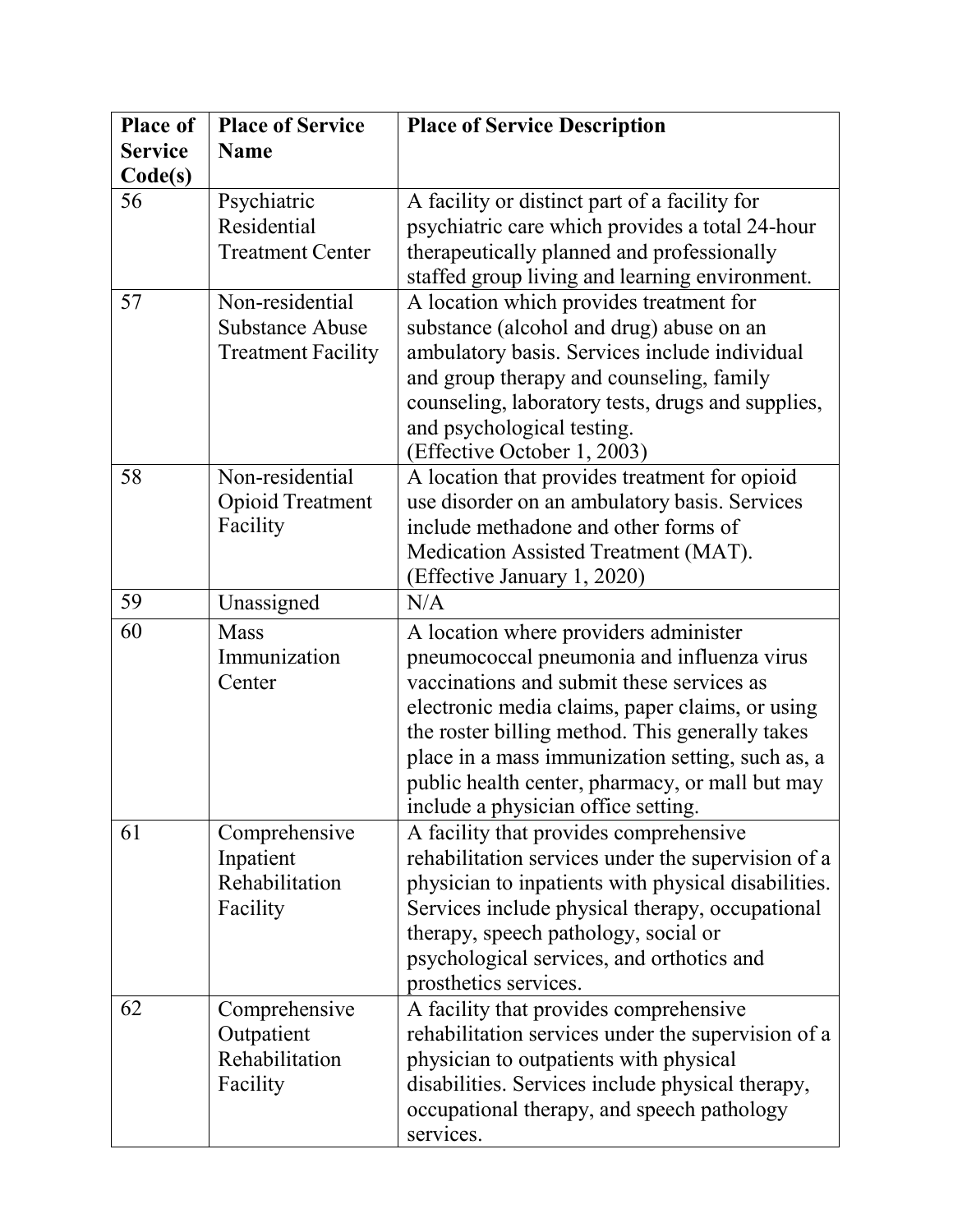| Place of Service Code(s) | Place of Service Name | Place of Service Description |
|---|---|---|
| 56 | Psychiatric Residential Treatment Center | A facility or distinct part of a facility for psychiatric care which provides a total 24-hour therapeutically planned and professionally staffed group living and learning environment. |
| 57 | Non-residential Substance Abuse Treatment Facility | A location which provides treatment for substance (alcohol and drug) abuse on an ambulatory basis. Services include individual and group therapy and counseling, family counseling, laboratory tests, drugs and supplies, and psychological testing. (Effective October 1, 2003) |
| 58 | Non-residential Opioid Treatment Facility | A location that provides treatment for opioid use disorder on an ambulatory basis. Services include methadone and other forms of Medication Assisted Treatment (MAT). (Effective January 1, 2020) |
| 59 | Unassigned | N/A |
| 60 | Mass Immunization Center | A location where providers administer pneumococcal pneumonia and influenza virus vaccinations and submit these services as electronic media claims, paper claims, or using the roster billing method. This generally takes place in a mass immunization setting, such as, a public health center, pharmacy, or mall but may include a physician office setting. |
| 61 | Comprehensive Inpatient Rehabilitation Facility | A facility that provides comprehensive rehabilitation services under the supervision of a physician to inpatients with physical disabilities. Services include physical therapy, occupational therapy, speech pathology, social or psychological services, and orthotics and prosthetics services. |
| 62 | Comprehensive Outpatient Rehabilitation Facility | A facility that provides comprehensive rehabilitation services under the supervision of a physician to outpatients with physical disabilities. Services include physical therapy, occupational therapy, and speech pathology services. |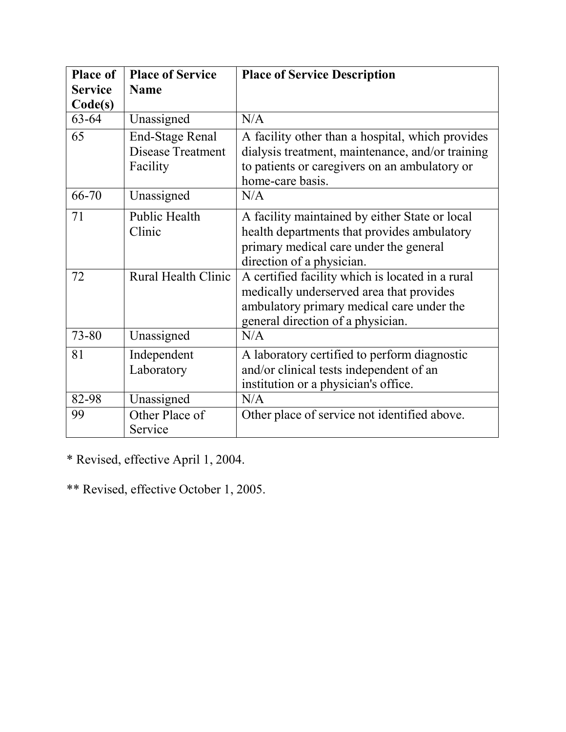| Place of Service Code(s) | Place of Service Name | Place of Service Description |
|---|---|---|
| 63-64 | Unassigned | N/A |
| 65 | End-Stage Renal Disease Treatment Facility | A facility other than a hospital, which provides dialysis treatment, maintenance, and/or training to patients or caregivers on an ambulatory or home-care basis. |
| 66-70 | Unassigned | N/A |
| 71 | Public Health Clinic | A facility maintained by either State or local health departments that provides ambulatory primary medical care under the general direction of a physician. |
| 72 | Rural Health Clinic | A certified facility which is located in a rural medically underserved area that provides ambulatory primary medical care under the general direction of a physician. |
| 73-80 | Unassigned | N/A |
| 81 | Independent Laboratory | A laboratory certified to perform diagnostic and/or clinical tests independent of an institution or a physician's office. |
| 82-98 | Unassigned | N/A |
| 99 | Other Place of Service | Other place of service not identified above. |

* Revised, effective April 1, 2004.

** Revised, effective October 1, 2005.